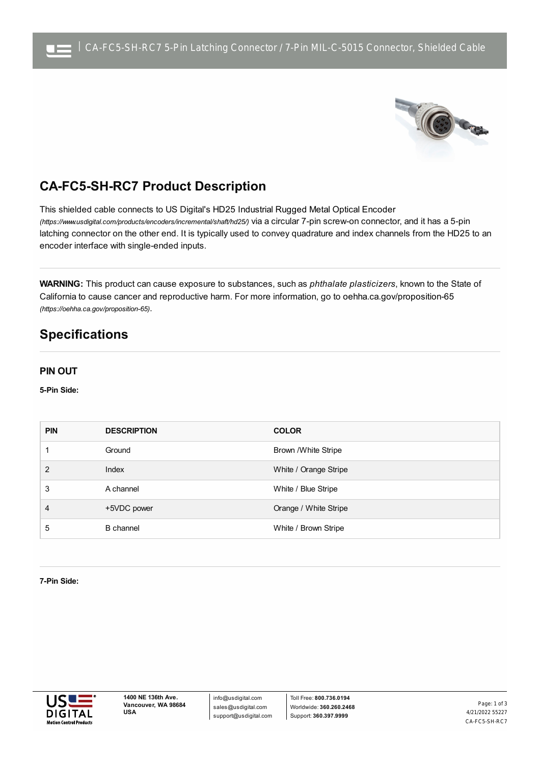# CA-FC5-SH-RC7 5-Pin Latching Connector / 7-Pin MIL-C-5015 Connector, Shielded Cable

## CA-FC5-SH-RC7 Product Description

This shielded cable connects to US Digital's HD25 Industrial Rugged Metal Optical Encoder *(https://www.usdigital.com/products/encoders/incremental/shaft/hd25/)* via a circular 7-pin screw-on connector, and it has a 5-pin latching connector on the other end. It is typically used to convey quadrature and index channels from the HD25 to an encoder interface with single-ended inputs.

**WARNING:** This product can cause exposure to substances, such as *phthalate plasticizers*, known to the State of California to cause cancer and reproductive harm. For more information, go to oehha.ca.gov/proposition-65 *(https://oehha.ca.gov/proposition-65)*.

## Specifications

### PIN OUT

**5-Pin Side:**

| PIN | DESCRIPTION | COLOR |
|---|---|---|
| 1 | Ground | Brown /White Stripe |
| 2 | Index | White / Orange Stripe |
| 3 | A channel | White / Blue Stripe |
| 4 | +5VDC power | Orange / White Stripe |
| 5 | B channel | White / Brown Stripe |

**7-Pin Side:**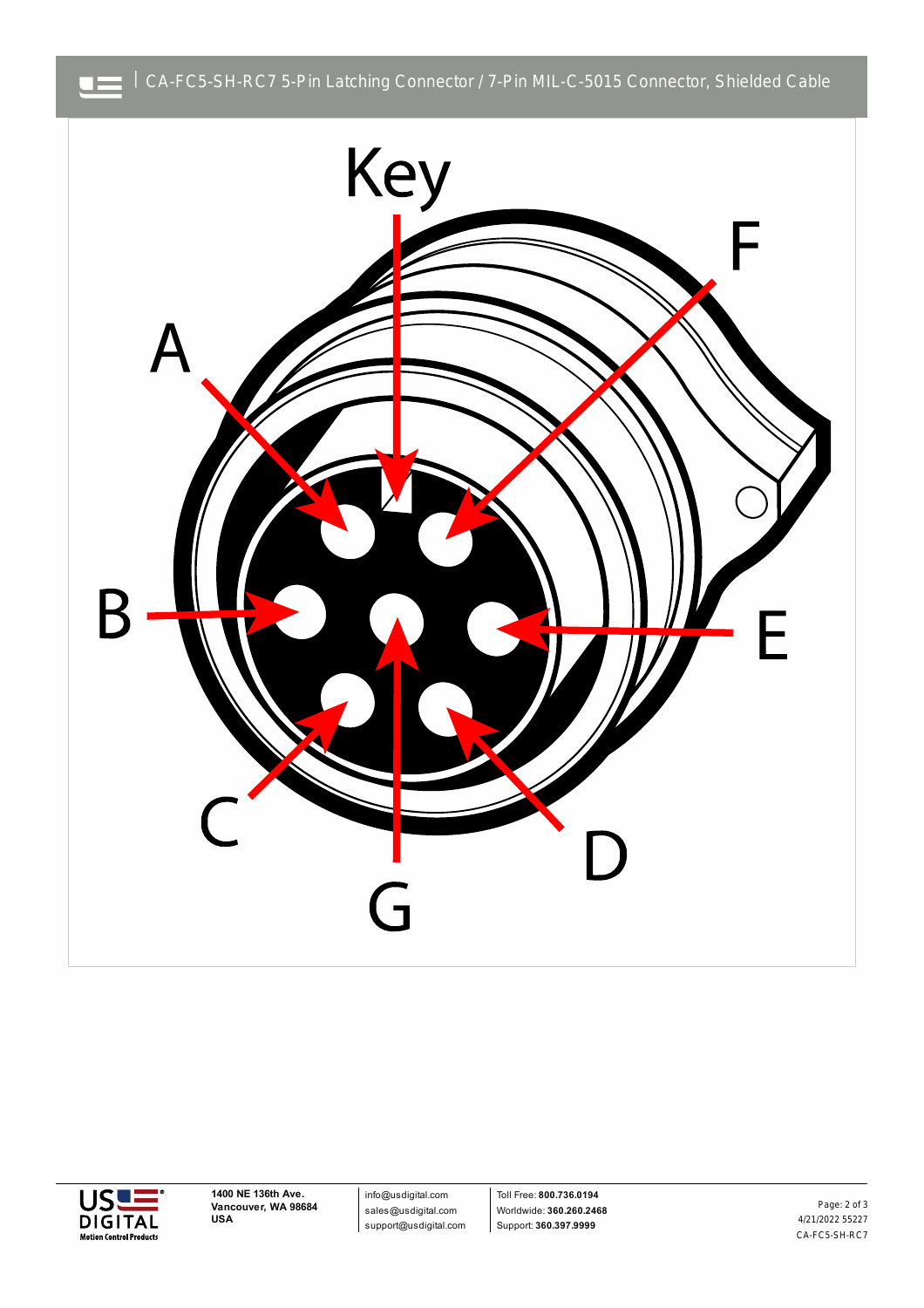Key

A

B

C

D

E

F

G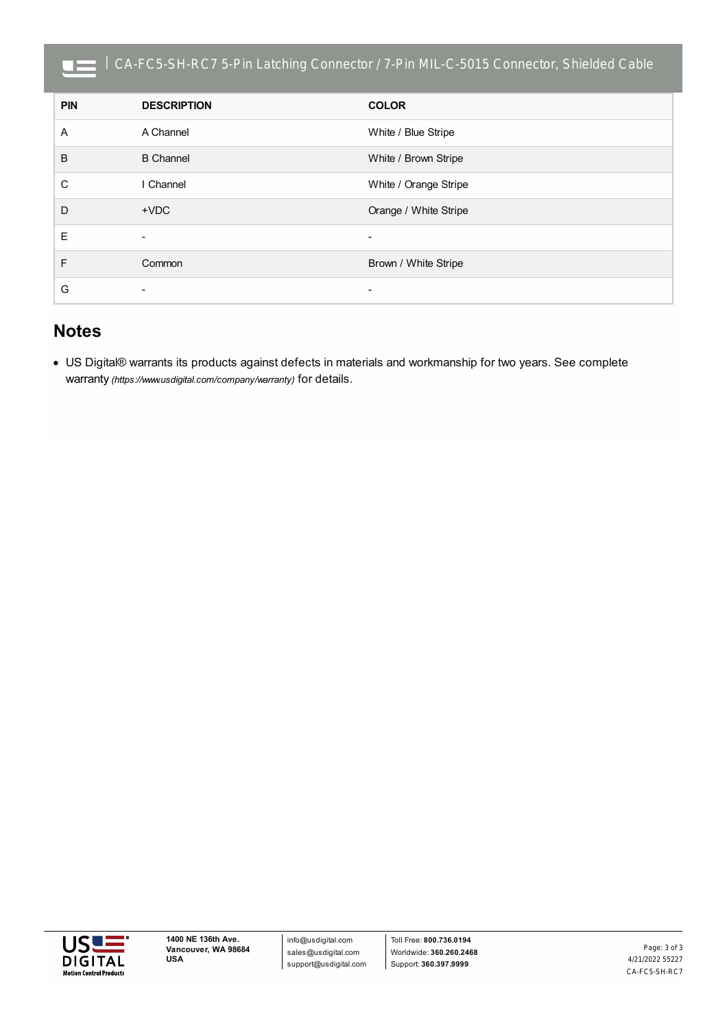| PIN | DESCRIPTION | COLOR |
|---|---|---|
| A | A Channel | White / Blue Stripe |
| B | B Channel | White / Brown Stripe |
| C | I Channel | White / Orange Stripe |
| D | +VDC | Orange / White Stripe |
| E | - | - |
| F | Common | Brown / White Stripe |
| G | - | - |

## Notes

- US Digital® warrants its products against defects in materials and workmanship for two years. See complete warranty *(https://www.usdigital.com/company/warranty)* for details.

1400 NE 136th Ave.
Vancouver, WA 98684
USA

info@usdigital.com
sales@usdigital.com
support@usdigital.com

Toll Free: **800.736.0194**
Worldwide: **360.260.2468**
Support: **360.397.9999**